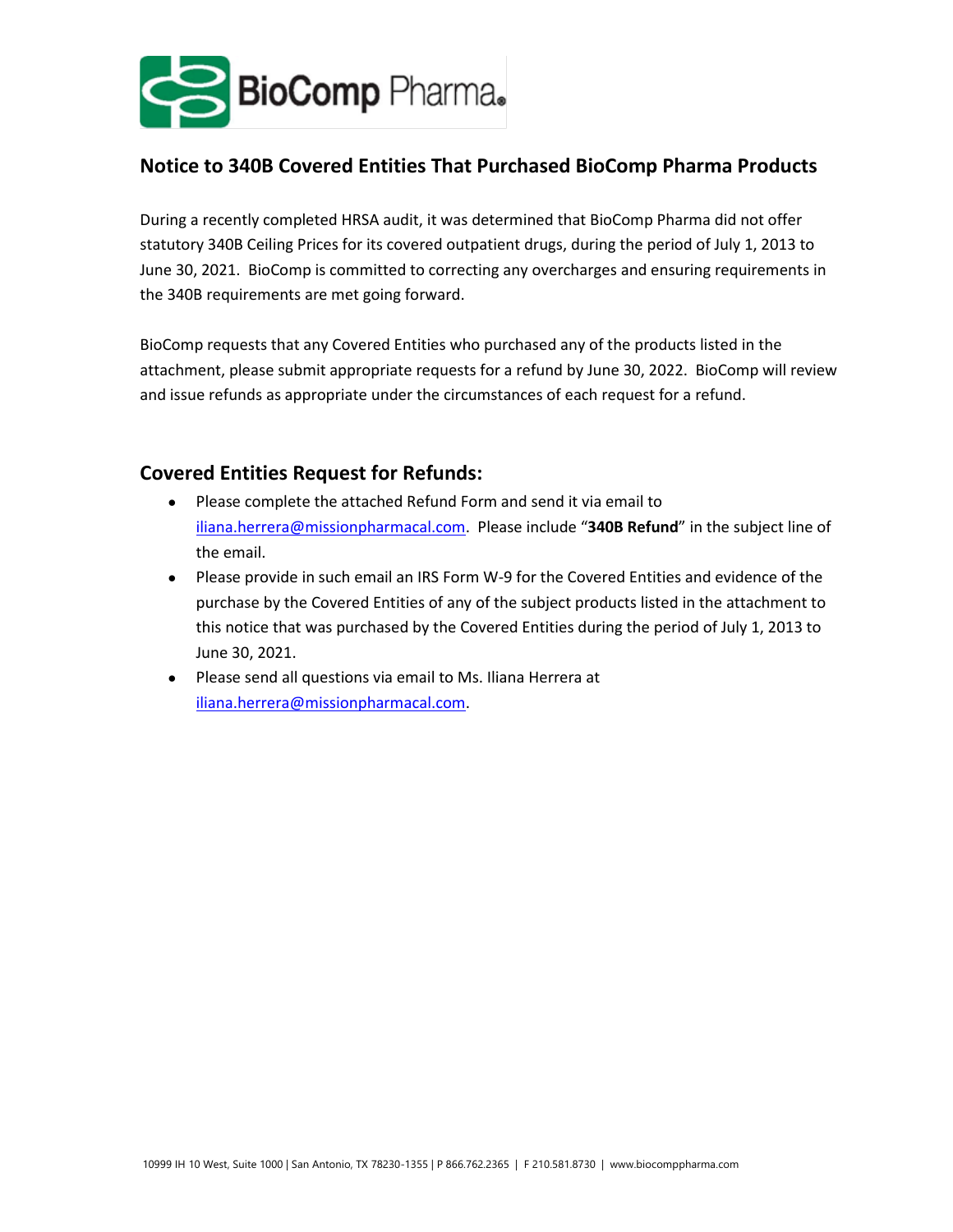BioComp Pharma®

## Notice to 340B Covered Entities That Purchased BioComp Pharma Products

During a recently completed HRSA audit, it was determined that BioComp Pharma did not offer statutory 340B Ceiling Prices for its covered outpatient drugs, during the period of July 1, 2013 to June 30, 2021. BioComp is committed to correcting any overcharges and ensuring requirements in the 340B requirements are met going forward.

BioComp requests that any Covered Entities who purchased any of the products listed in the attachment, please submit appropriate requests for a refund by June 30, 2022. BioComp will review and issue refunds as appropriate under the circumstances of each request for a refund.

### Covered Entities Request for Refunds:

- Please complete the attached Refund Form and send it via email to iliana.herrera@missionpharmacal.com. Please include "**340B Refund**" in the subject line of the email.
- Please provide in such email an IRS Form W-9 for the Covered Entities and evidence of the purchase by the Covered Entities of any of the subject products listed in the attachment to this notice that was purchased by the Covered Entities during the period of July 1, 2013 to June 30, 2021.
- Please send all questions via email to Ms. Iliana Herrera at iliana.herrera@missionpharmacal.com.

10999 IH 10 West, Suite 1000 | San Antonio, TX 78230-1355 | P 866.762.2365 | F 210.581.8730 | www.biocomppharma.com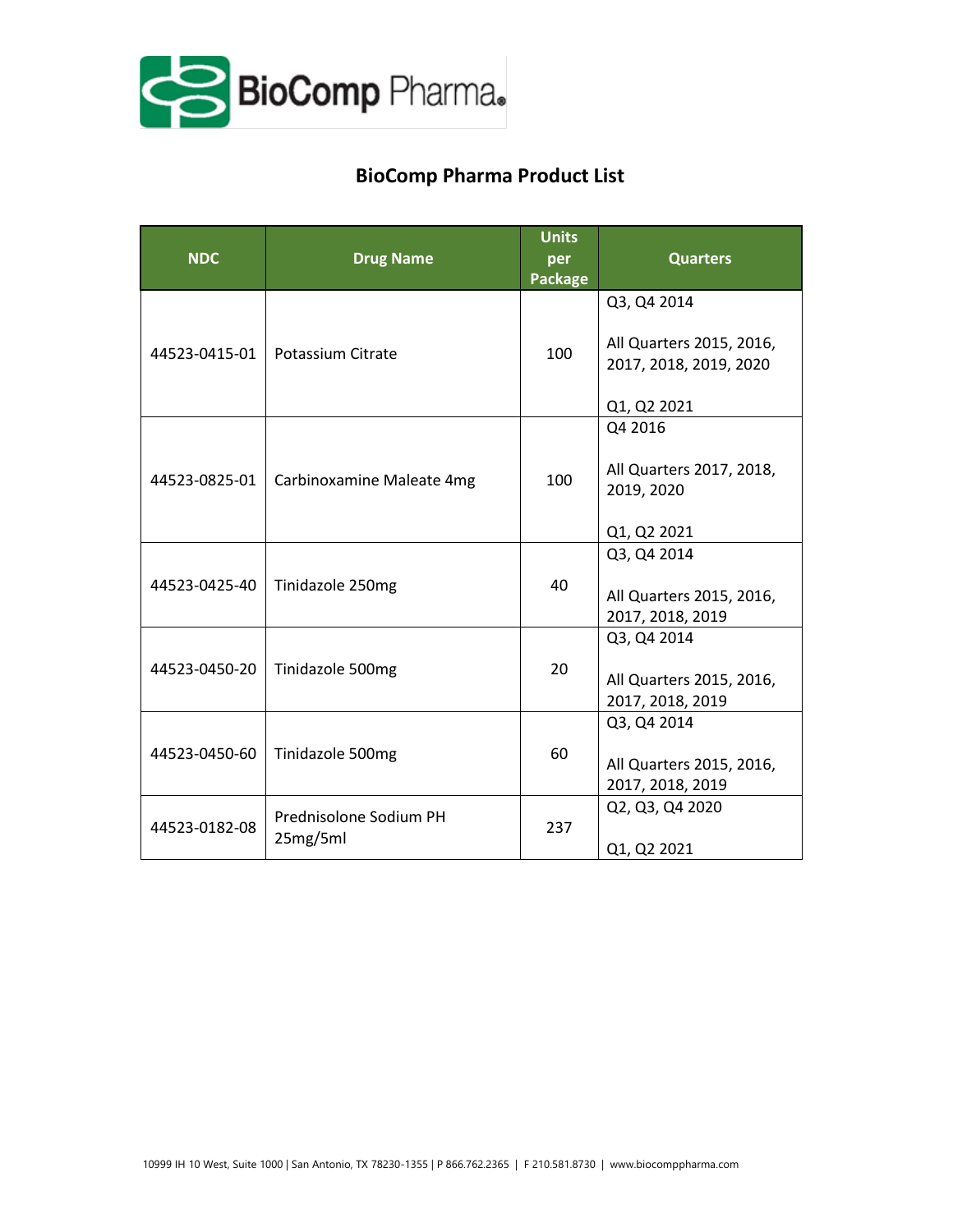## BioComp Pharma Product List

| NDC | Drug Name | Units per Package | Quarters |
|---|---|---|---|
| 44523-0415-01 | Potassium Citrate | 100 | Q3, Q4 2014<br><br>All Quarters 2015, 2016, 2017, 2018, 2019, 2020<br><br>Q1, Q2 2021 |
| 44523-0825-01 | Carbinoxamine Maleate 4mg | 100 | Q4 2016<br><br>All Quarters 2017, 2018, 2019, 2020<br><br>Q1, Q2 2021 |
| 44523-0425-40 | Tinidazole 250mg | 40 | Q3, Q4 2014<br><br>All Quarters 2015, 2016, 2017, 2018, 2019 |
| 44523-0450-20 | Tinidazole 500mg | 20 | Q3, Q4 2014<br><br>All Quarters 2015, 2016, 2017, 2018, 2019 |
| 44523-0450-60 | Tinidazole 500mg | 60 | Q3, Q4 2014<br><br>All Quarters 2015, 2016, 2017, 2018, 2019 |
| 44523-0182-08 | Prednisolone Sodium PH 25mg/5ml | 237 | Q2, Q3, Q4 2020<br><br>Q1, Q2 2021 |

10999 IH 10 West, Suite 1000 | San Antonio, TX 78230-1355 | P 866.762.2365 | F 210.581.8730 | www.biocomppharma.com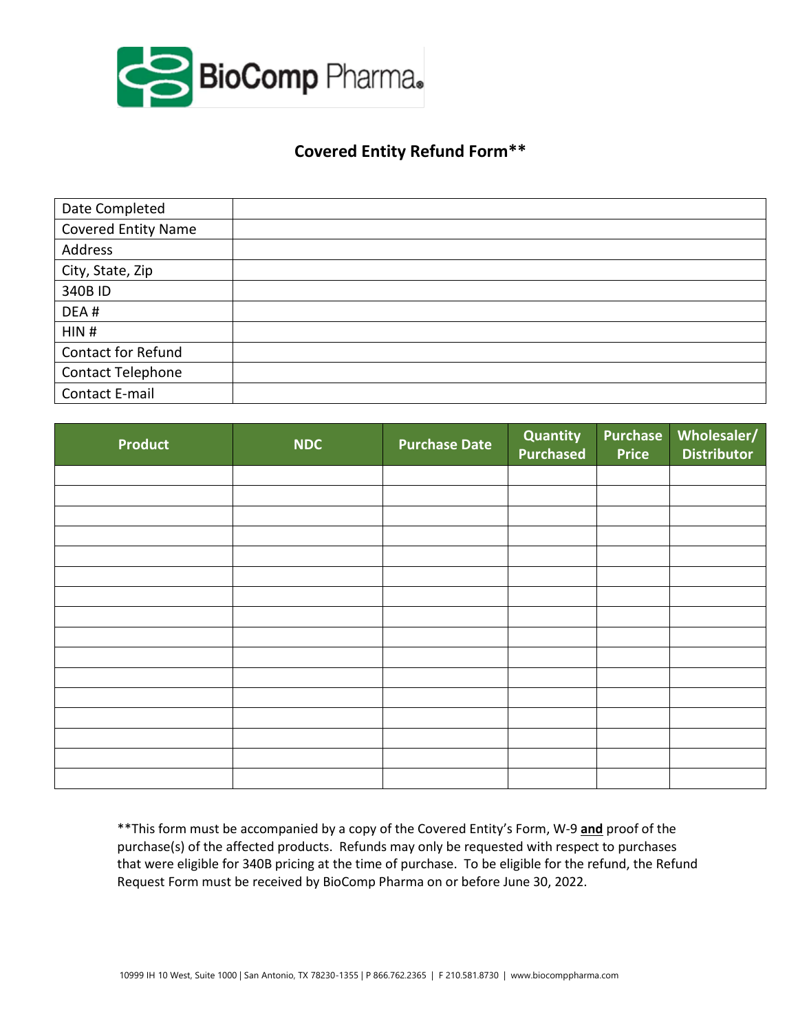BioComp Pharma

## Covered Entity Refund Form**

| | |
|---|---|
| Date Completed | |
| Covered Entity Name | |
| Address | |
| City, State, Zip | |
| 340B ID | |
| DEA # | |
| HIN # | |
| Contact for Refund | |
| Contact Telephone | |
| Contact E-mail | |

| Product | NDC | Purchase Date | Quantity Purchased | Purchase Price | Wholesaler/ Distributor |
|---|---|---|---|---|---|
| | | | | | |
| | | | | | |
| | | | | | |
| | | | | | |
| | | | | | |
| | | | | | |
| | | | | | |
| | | | | | |
| | | | | | |
| | | | | | |
| | | | | | |
| | | | | | |
| | | | | | |
| | | | | | |
| | | | | | |
| | | | | | |

**This form must be accompanied by a copy of the Covered Entity's Form, W-9 **and** proof of the purchase(s) of the affected products. Refunds may only be requested with respect to purchases that were eligible for 340B pricing at the time of purchase. To be eligible for the refund, the Refund Request Form must be received by BioComp Pharma on or before June 30, 2022.

10999 IH 10 West, Suite 1000 | San Antonio, TX 78230-1355 | P 866.762.2365 | F 210.581.8730 | www.biocomppharma.com